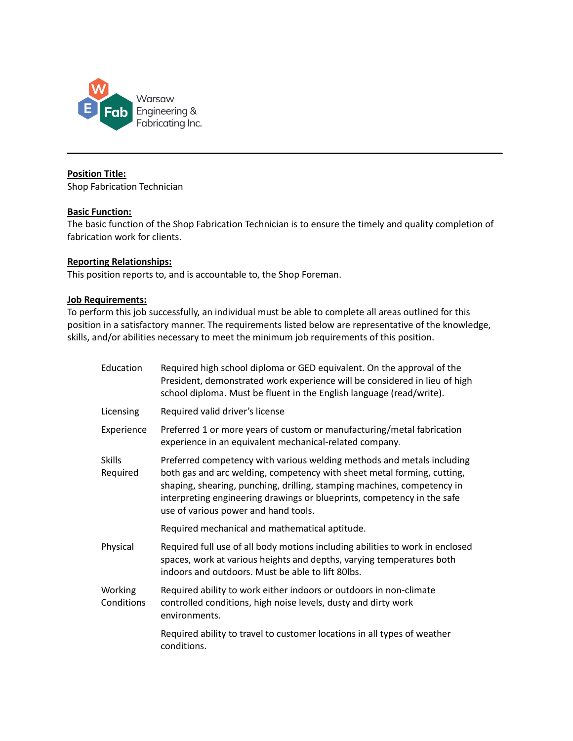Warsaw Engineering & Fabricating Inc.

---

**Position Title:**

Shop Fabrication Technician

**Basic Function:**

The basic function of the Shop Fabrication Technician is to ensure the timely and quality completion of fabrication work for clients.

**Reporting Relationships:**

This position reports to, and is accountable to, the Shop Foreman.

**Job Requirements:**

To perform this job successfully, an individual must be able to complete all areas outlined for this position in a satisfactory manner. The requirements listed below are representative of the knowledge, skills, and/or abilities necessary to meet the minimum job requirements of this position.

| | |
|---|---|
| Education | Required high school diploma or GED equivalent. On the approval of the President, demonstrated work experience will be considered in lieu of high school diploma. Must be fluent in the English language (read/write). |
| Licensing | Required valid driver's license |
| Experience | Preferred 1 or more years of custom or manufacturing/metal fabrication experience in an equivalent mechanical-related company. |
| Skills Required | Preferred competency with various welding methods and metals including both gas and arc welding, competency with sheet metal forming, cutting, shaping, shearing, punching, drilling, stamping machines, competency in interpreting engineering drawings or blueprints, competency in the safe use of various power and hand tools. |
| | Required mechanical and mathematical aptitude. |
| Physical | Required full use of all body motions including abilities to work in enclosed spaces, work at various heights and depths, varying temperatures both indoors and outdoors. Must be able to lift 80lbs. |
| Working Conditions | Required ability to work either indoors or outdoors in non-climate controlled conditions, high noise levels, dusty and dirty work environments. |
| | Required ability to travel to customer locations in all types of weather conditions. |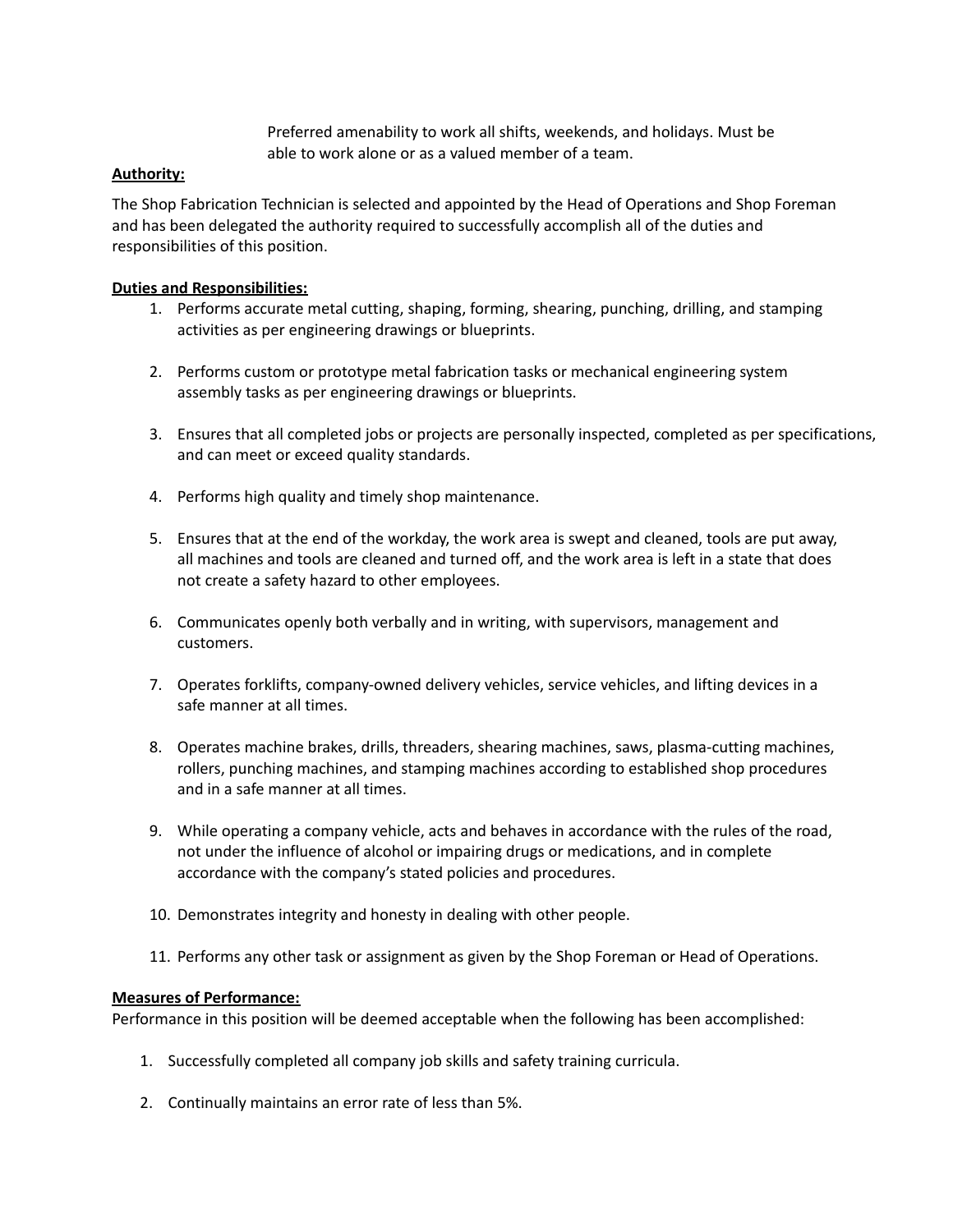Preferred amenability to work all shifts, weekends, and holidays. Must be able to work alone or as a valued member of a team.

**Authority:**

The Shop Fabrication Technician is selected and appointed by the Head of Operations and Shop Foreman and has been delegated the authority required to successfully accomplish all of the duties and responsibilities of this position.

**Duties and Responsibilities:**

1. Performs accurate metal cutting, shaping, forming, shearing, punching, drilling, and stamping activities as per engineering drawings or blueprints.

2. Performs custom or prototype metal fabrication tasks or mechanical engineering system assembly tasks as per engineering drawings or blueprints.

3. Ensures that all completed jobs or projects are personally inspected, completed as per specifications, and can meet or exceed quality standards.

4. Performs high quality and timely shop maintenance.

5. Ensures that at the end of the workday, the work area is swept and cleaned, tools are put away, all machines and tools are cleaned and turned off, and the work area is left in a state that does not create a safety hazard to other employees.

6. Communicates openly both verbally and in writing, with supervisors, management and customers.

7. Operates forklifts, company-owned delivery vehicles, service vehicles, and lifting devices in a safe manner at all times.

8. Operates machine brakes, drills, threaders, shearing machines, saws, plasma-cutting machines, rollers, punching machines, and stamping machines according to established shop procedures and in a safe manner at all times.

9. While operating a company vehicle, acts and behaves in accordance with the rules of the road, not under the influence of alcohol or impairing drugs or medications, and in complete accordance with the company's stated policies and procedures.

10. Demonstrates integrity and honesty in dealing with other people.

11. Performs any other task or assignment as given by the Shop Foreman or Head of Operations.

**Measures of Performance:**

Performance in this position will be deemed acceptable when the following has been accomplished:

1. Successfully completed all company job skills and safety training curricula.

2. Continually maintains an error rate of less than 5%.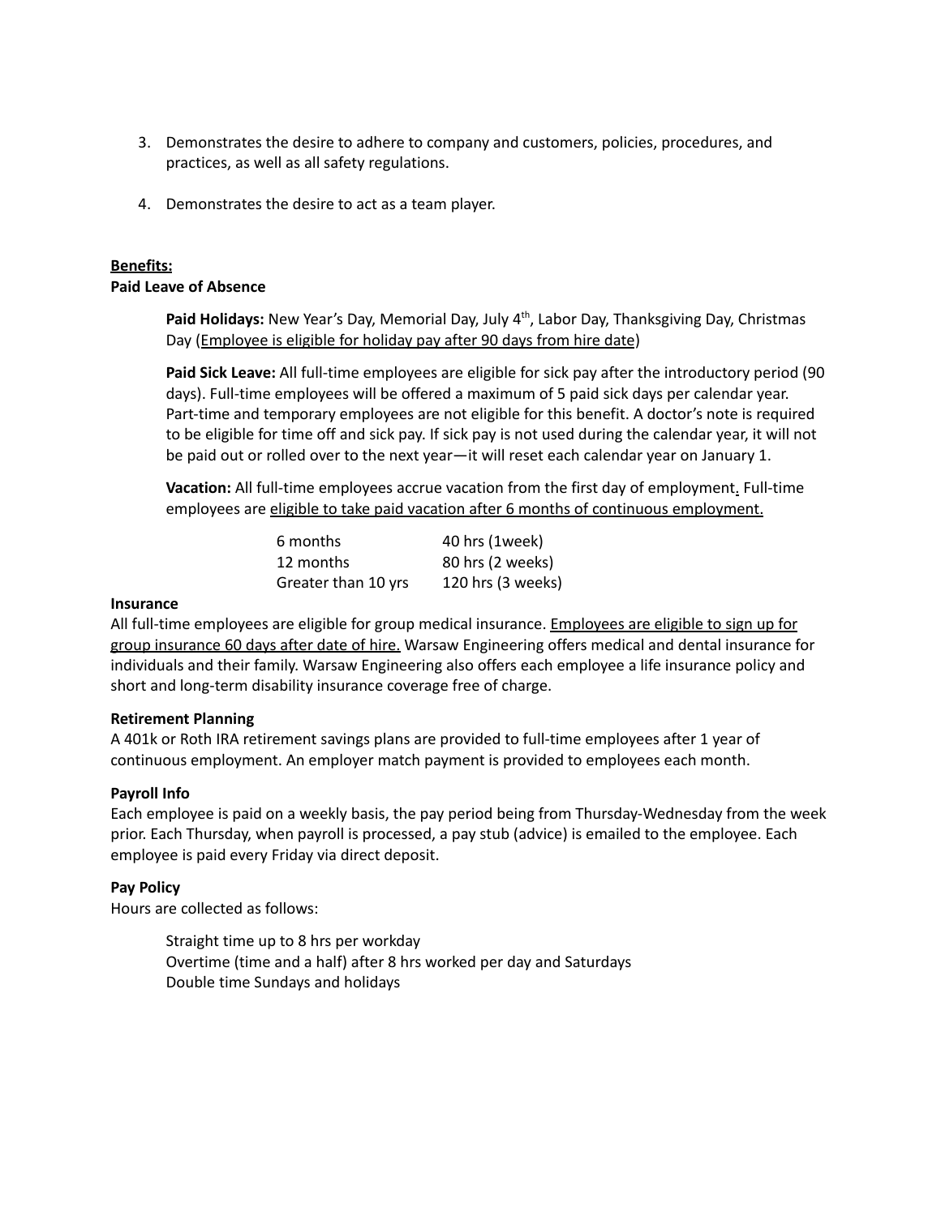3. Demonstrates the desire to adhere to company and customers, policies, procedures, and practices, as well as all safety regulations.

4. Demonstrates the desire to act as a team player.

**Benefits:**

**Paid Leave of Absence**

**Paid Holidays:** New Year's Day, Memorial Day, July 4th, Labor Day, Thanksgiving Day, Christmas Day (Employee is eligible for holiday pay after 90 days from hire date)

**Paid Sick Leave:** All full-time employees are eligible for sick pay after the introductory period (90 days). Full-time employees will be offered a maximum of 5 paid sick days per calendar year. Part-time and temporary employees are not eligible for this benefit. A doctor's note is required to be eligible for time off and sick pay. If sick pay is not used during the calendar year, it will not be paid out or rolled over to the next year—it will reset each calendar year on January 1.

**Vacation:** All full-time employees accrue vacation from the first day of employment. Full-time employees are eligible to take paid vacation after 6 months of continuous employment.

| | |
|---|---|
| 6 months | 40 hrs (1week) |
| 12 months | 80 hrs (2 weeks) |
| Greater than 10 yrs | 120 hrs (3 weeks) |

**Insurance**

All full-time employees are eligible for group medical insurance. Employees are eligible to sign up for group insurance 60 days after date of hire. Warsaw Engineering offers medical and dental insurance for individuals and their family. Warsaw Engineering also offers each employee a life insurance policy and short and long-term disability insurance coverage free of charge.

**Retirement Planning**

A 401k or Roth IRA retirement savings plans are provided to full-time employees after 1 year of continuous employment. An employer match payment is provided to employees each month.

**Payroll Info**

Each employee is paid on a weekly basis, the pay period being from Thursday-Wednesday from the week prior. Each Thursday, when payroll is processed, a pay stub (advice) is emailed to the employee. Each employee is paid every Friday via direct deposit.

**Pay Policy**

Hours are collected as follows:

Straight time up to 8 hrs per workday
Overtime (time and a half) after 8 hrs worked per day and Saturdays
Double time Sundays and holidays